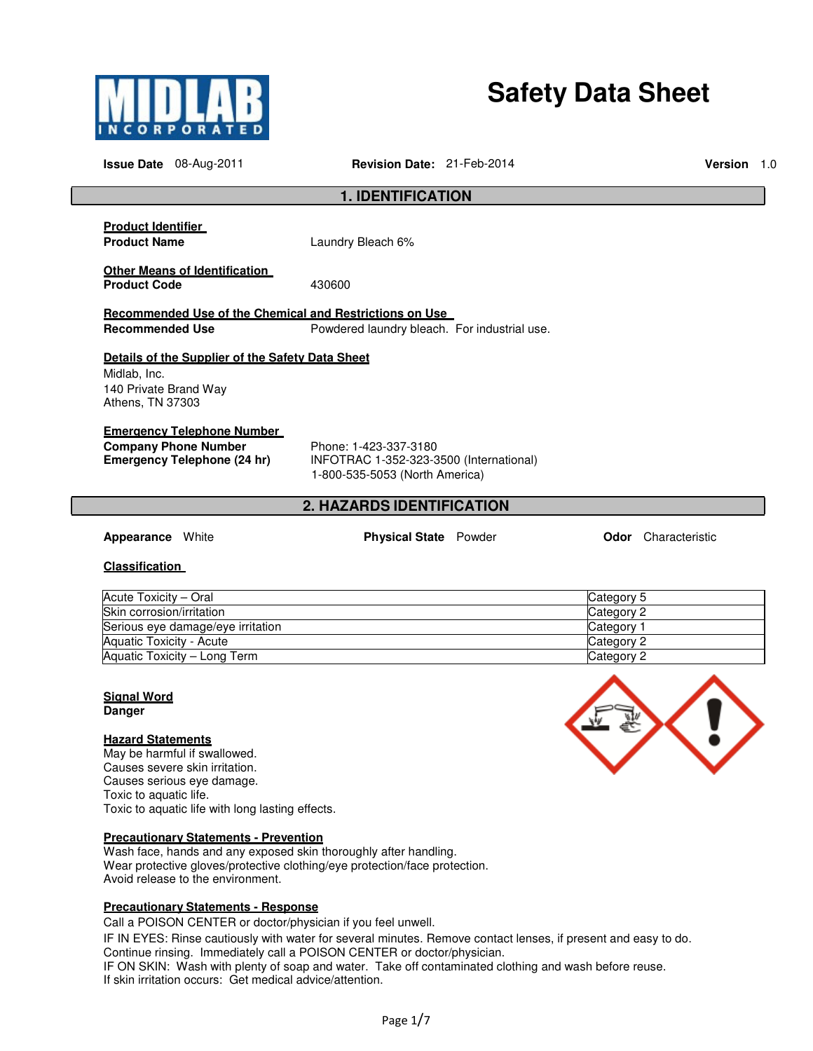# Safety Data Sheet

MIDLAB INCORPORATED

**Issue Date** 08-Aug-2011 **Revision Date:** 21-Feb-2014 **Version** 1.0

## 1. IDENTIFICATION

**Product Identifier**

**Product Name** Laundry Bleach 6%

**Other Means of Identification**

**Product Code** 430600

**Recommended Use of the Chemical and Restrictions on Use**

**Recommended Use** Powdered laundry bleach. For industrial use.

**Details of the Supplier of the Safety Data Sheet**

Midlab, Inc.
140 Private Brand Way
Athens, TN 37303

**Emergency Telephone Number**

**Company Phone Number** Phone: 1-423-337-3180

**Emergency Telephone (24 hr)** INFOTRAC 1-352-323-3500 (International)
1-800-535-5053 (North America)

## 2. HAZARDS IDENTIFICATION

**Appearance** White **Physical State** Powder **Odor** Characteristic

**Classification**

| | |
|---|---|
| Acute Toxicity – Oral | Category 5 |
| Skin corrosion/irritation | Category 2 |
| Serious eye damage/eye irritation | Category 1 |
| Aquatic Toxicity - Acute | Category 2 |
| Aquatic Toxicity – Long Term | Category 2 |

**Signal Word**

**Danger**

**Hazard Statements**

May be harmful if swallowed.
Causes severe skin irritation.
Causes serious eye damage.
Toxic to aquatic life.
Toxic to aquatic life with long lasting effects.

**Precautionary Statements - Prevention**

Wash face, hands and any exposed skin thoroughly after handling.
Wear protective gloves/protective clothing/eye protection/face protection.
Avoid release to the environment.

**Precautionary Statements - Response**

Call a POISON CENTER or doctor/physician if you feel unwell.
IF IN EYES: Rinse cautiously with water for several minutes. Remove contact lenses, if present and easy to do. Continue rinsing. Immediately call a POISON CENTER or doctor/physician.
IF ON SKIN: Wash with plenty of soap and water. Take off contaminated clothing and wash before reuse.
If skin irritation occurs: Get medical advice/attention.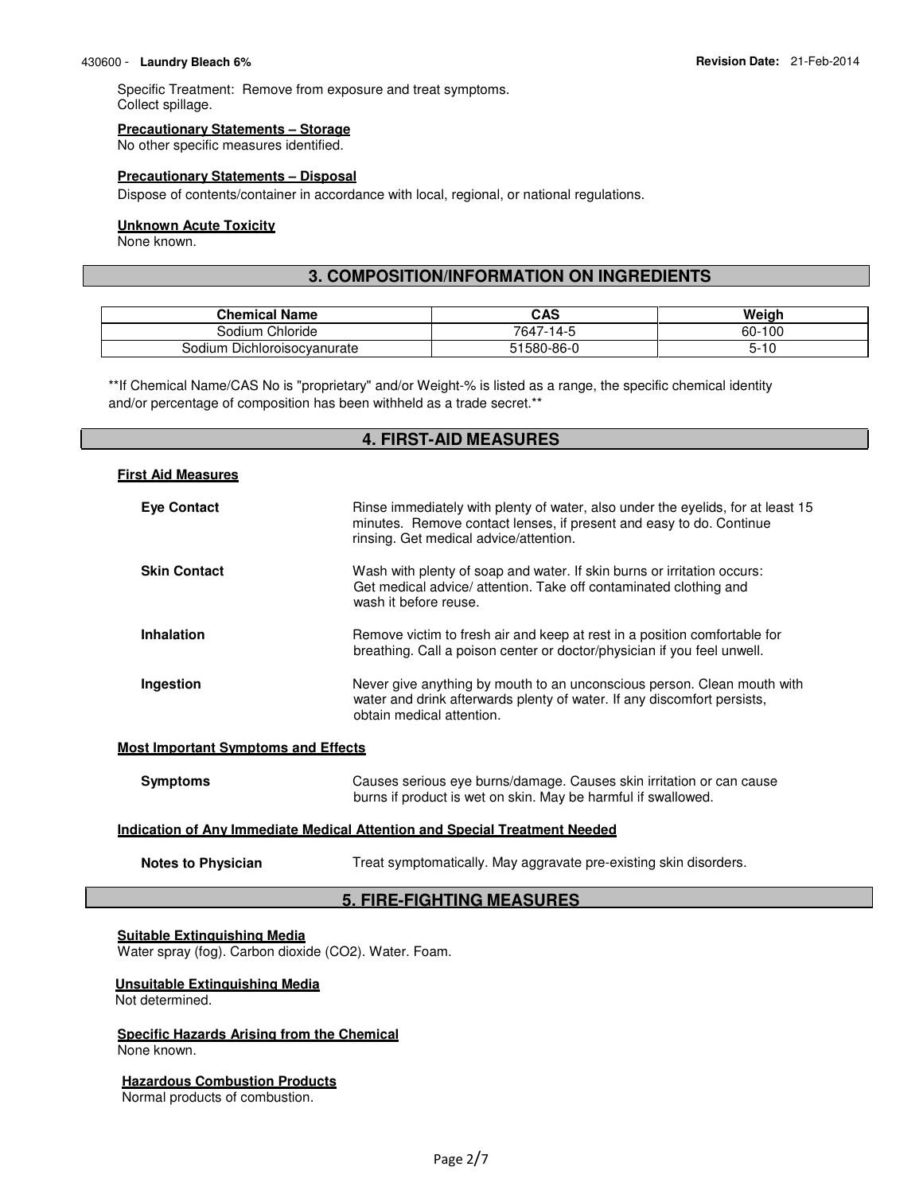Specific Treatment: Remove from exposure and treat symptoms.
Collect spillage.

**Precautionary Statements – Storage**
No other specific measures identified.

**Precautionary Statements – Disposal**
Dispose of contents/container in accordance with local, regional, or national regulations.

**Unknown Acute Toxicity**
None known.

## 3. COMPOSITION/INFORMATION ON INGREDIENTS

| Chemical Name | CAS | Weigh |
|---|---|---|
| Sodium Chloride | 7647-14-5 | 60-100 |
| Sodium Dichloroisocyanurate | 51580-86-0 | 5-10 |

**If Chemical Name/CAS No is "proprietary" and/or Weight-% is listed as a range, the specific chemical identity and/or percentage of composition has been withheld as a trade secret.**

## 4. FIRST-AID MEASURES

**First Aid Measures**

**Eye Contact** Rinse immediately with plenty of water, also under the eyelids, for at least 15 minutes. Remove contact lenses, if present and easy to do. Continue rinsing. Get medical advice/attention.

**Skin Contact** Wash with plenty of soap and water. If skin burns or irritation occurs: Get medical advice/ attention. Take off contaminated clothing and wash it before reuse.

**Inhalation** Remove victim to fresh air and keep at rest in a position comfortable for breathing. Call a poison center or doctor/physician if you feel unwell.

**Ingestion** Never give anything by mouth to an unconscious person. Clean mouth with water and drink afterwards plenty of water. If any discomfort persists, obtain medical attention.

**Most Important Symptoms and Effects**

**Symptoms** Causes serious eye burns/damage. Causes skin irritation or can cause burns if product is wet on skin. May be harmful if swallowed.

**Indication of Any Immediate Medical Attention and Special Treatment Needed**

**Notes to Physician** Treat symptomatically. May aggravate pre-existing skin disorders.

## 5. FIRE-FIGHTING MEASURES

**Suitable Extinguishing Media**
Water spray (fog). Carbon dioxide (CO2). Water. Foam.

**Unsuitable Extinguishing Media**
Not determined.

**Specific Hazards Arising from the Chemical**
None known.

**Hazardous Combustion Products**
Normal products of combustion.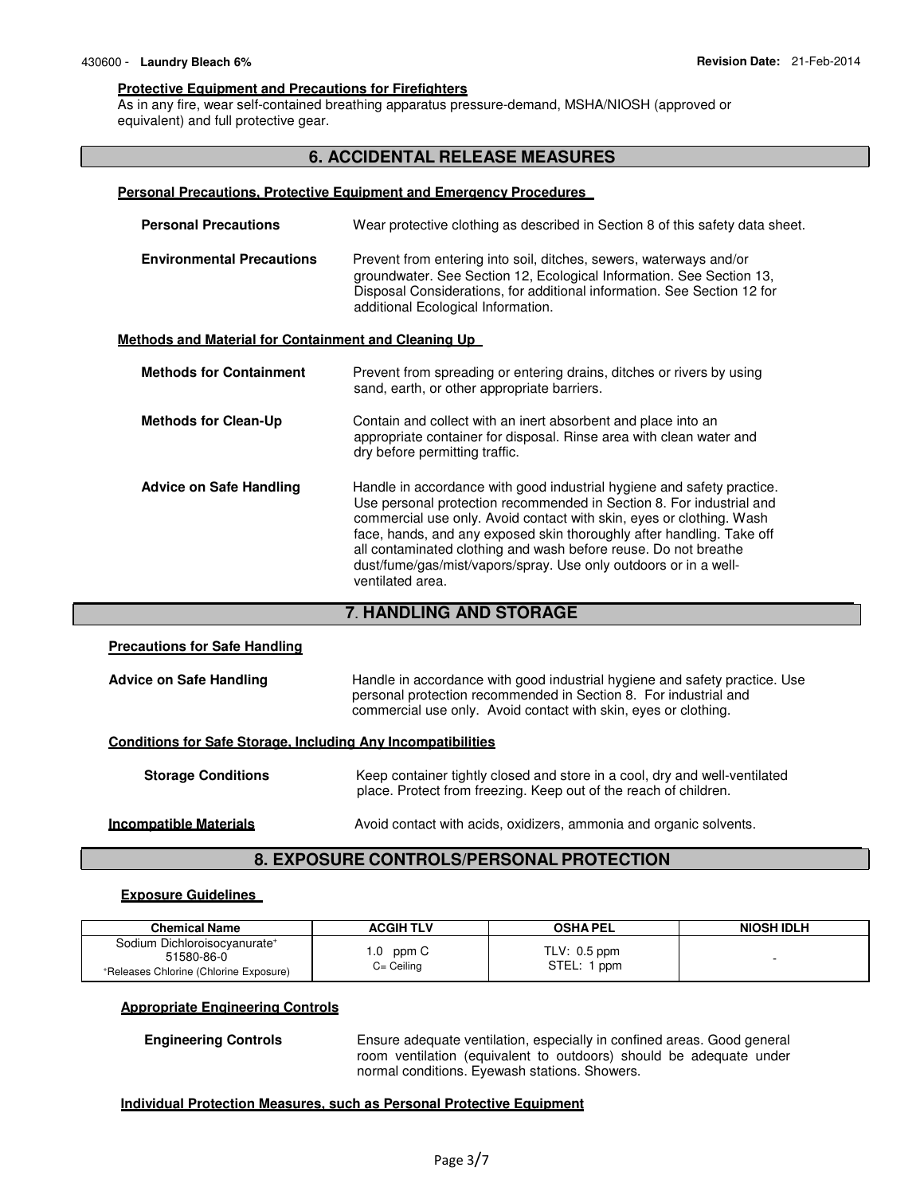**Protective Equipment and Precautions for Firefighters**
As in any fire, wear self-contained breathing apparatus pressure-demand, MSHA/NIOSH (approved or equivalent) and full protective gear.

## 6. ACCIDENTAL RELEASE MEASURES

**Personal Precautions, Protective Equipment and Emergency Procedures**

**Personal Precautions** Wear protective clothing as described in Section 8 of this safety data sheet.

**Environmental Precautions** Prevent from entering into soil, ditches, sewers, waterways and/or groundwater. See Section 12, Ecological Information. See Section 13, Disposal Considerations, for additional information. See Section 12 for additional Ecological Information.

**Methods and Material for Containment and Cleaning Up**

**Methods for Containment** Prevent from spreading or entering drains, ditches or rivers by using sand, earth, or other appropriate barriers.

**Methods for Clean-Up** Contain and collect with an inert absorbent and place into an appropriate container for disposal. Rinse area with clean water and dry before permitting traffic.

**Advice on Safe Handling** Handle in accordance with good industrial hygiene and safety practice. Use personal protection recommended in Section 8. For industrial and commercial use only. Avoid contact with skin, eyes or clothing. Wash face, hands, and any exposed skin thoroughly after handling. Take off all contaminated clothing and wash before reuse. Do not breathe dust/fume/gas/mist/vapors/spray. Use only outdoors or in a well-ventilated area.

## 7. HANDLING AND STORAGE

**Precautions for Safe Handling**

**Advice on Safe Handling** Handle in accordance with good industrial hygiene and safety practice. Use personal protection recommended in Section 8. For industrial and commercial use only. Avoid contact with skin, eyes or clothing.

**Conditions for Safe Storage, Including Any Incompatibilities**

**Storage Conditions** Keep container tightly closed and store in a cool, dry and well-ventilated place. Protect from freezing. Keep out of the reach of children.

**Incompatible Materials** Avoid contact with acids, oxidizers, ammonia and organic solvents.

## 8. EXPOSURE CONTROLS/PERSONAL PROTECTION

**Exposure Guidelines**

| Chemical Name | ACGIH TLV | OSHA PEL | NIOSH IDLH |
|---|---|---|---|
| Sodium Dichloroisocyanurate+ 51580-86-0 +Releases Chlorine (Chlorine Exposure) | 1.0 ppm C C= Ceiling | TLV: 0.5 ppm STEL: 1 ppm | - |

**Appropriate Engineering Controls**

**Engineering Controls** Ensure adequate ventilation, especially in confined areas. Good general room ventilation (equivalent to outdoors) should be adequate under normal conditions. Eyewash stations. Showers.

**Individual Protection Measures, such as Personal Protective Equipment**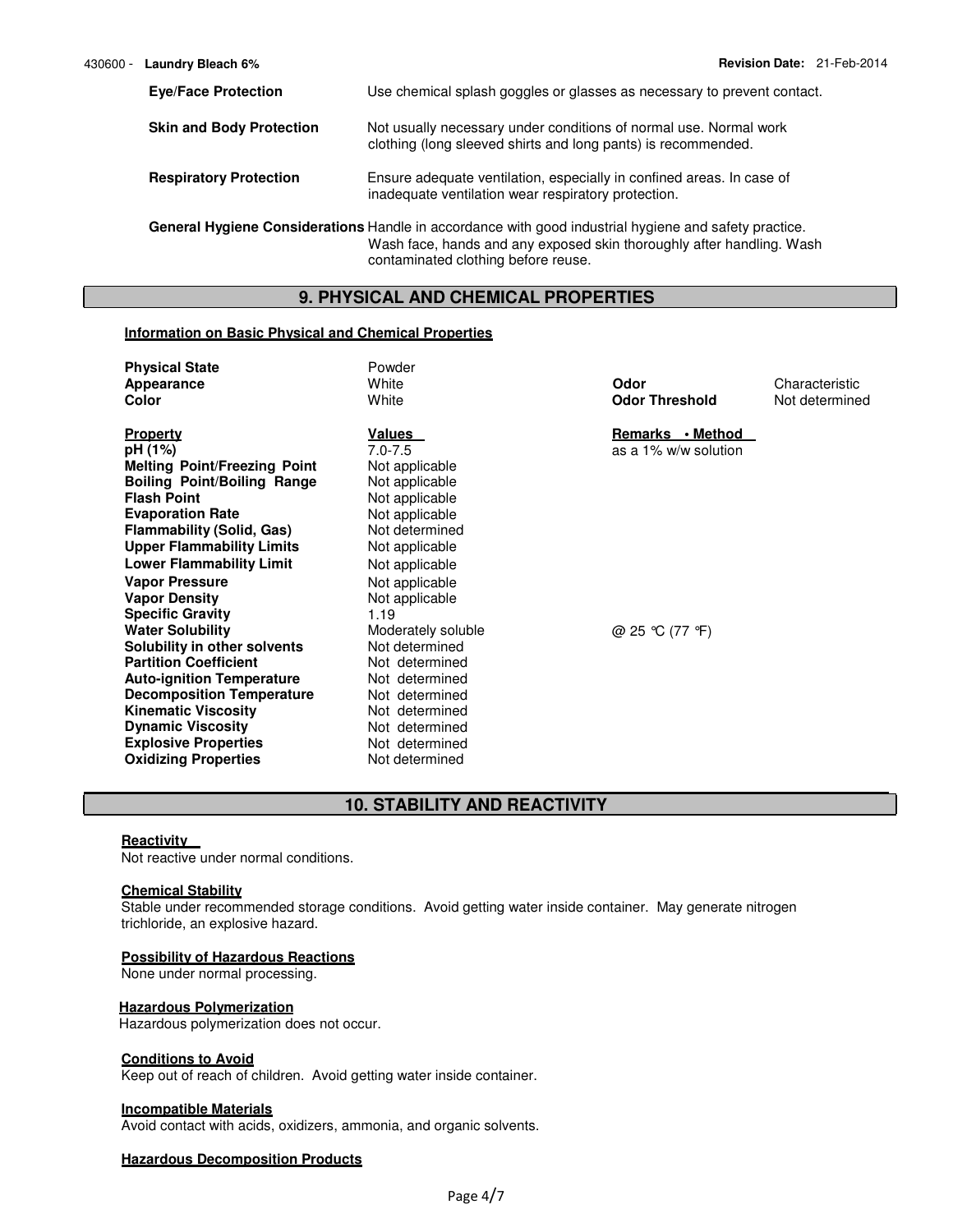**Eye/Face Protection** Use chemical splash goggles or glasses as necessary to prevent contact.

**Skin and Body Protection** Not usually necessary under conditions of normal use. Normal work clothing (long sleeved shirts and long pants) is recommended.

**Respiratory Protection** Ensure adequate ventilation, especially in confined areas. In case of inadequate ventilation wear respiratory protection.

**General Hygiene Considerations** Handle in accordance with good industrial hygiene and safety practice. Wash face, hands and any exposed skin thoroughly after handling. Wash contaminated clothing before reuse.

## 9. PHYSICAL AND CHEMICAL PROPERTIES

**Information on Basic Physical and Chemical Properties**

| | | | |
|---|---|---|---|
| **Physical State** | Powder | | |
| **Appearance** | White | **Odor** | Characteristic |
| **Color** | White | **Odor Threshold** | Not determined |

| **Property** | **Values** | **Remarks • Method** |
|---|---|---|
| **pH (1%)** | 7.0-7.5 | as a 1% w/w solution |
| **Melting Point/Freezing Point** | Not applicable | |
| **Boiling Point/Boiling Range** | Not applicable | |
| **Flash Point** | Not applicable | |
| **Evaporation Rate** | Not applicable | |
| **Flammability (Solid, Gas)** | Not determined | |
| **Upper Flammability Limits** | Not applicable | |
| **Lower Flammability Limit** | Not applicable | |
| **Vapor Pressure** | Not applicable | |
| **Vapor Density** | Not applicable | |
| **Specific Gravity** | 1.19 | |
| **Water Solubility** | Moderately soluble | @ 25 °C (77 °F) |
| **Solubility in other solvents** | Not determined | |
| **Partition Coefficient** | Not determined | |
| **Auto-ignition Temperature** | Not determined | |
| **Decomposition Temperature** | Not determined | |
| **Kinematic Viscosity** | Not determined | |
| **Dynamic Viscosity** | Not determined | |
| **Explosive Properties** | Not determined | |
| **Oxidizing Properties** | Not determined | |

## 10. STABILITY AND REACTIVITY

**Reactivity**

Not reactive under normal conditions.

**Chemical Stability**

Stable under recommended storage conditions. Avoid getting water inside container. May generate nitrogen trichloride, an explosive hazard.

**Possibility of Hazardous Reactions**

None under normal processing.

**Hazardous Polymerization**

Hazardous polymerization does not occur.

**Conditions to Avoid**

Keep out of reach of children. Avoid getting water inside container.

**Incompatible Materials**

Avoid contact with acids, oxidizers, ammonia, and organic solvents.

**Hazardous Decomposition Products**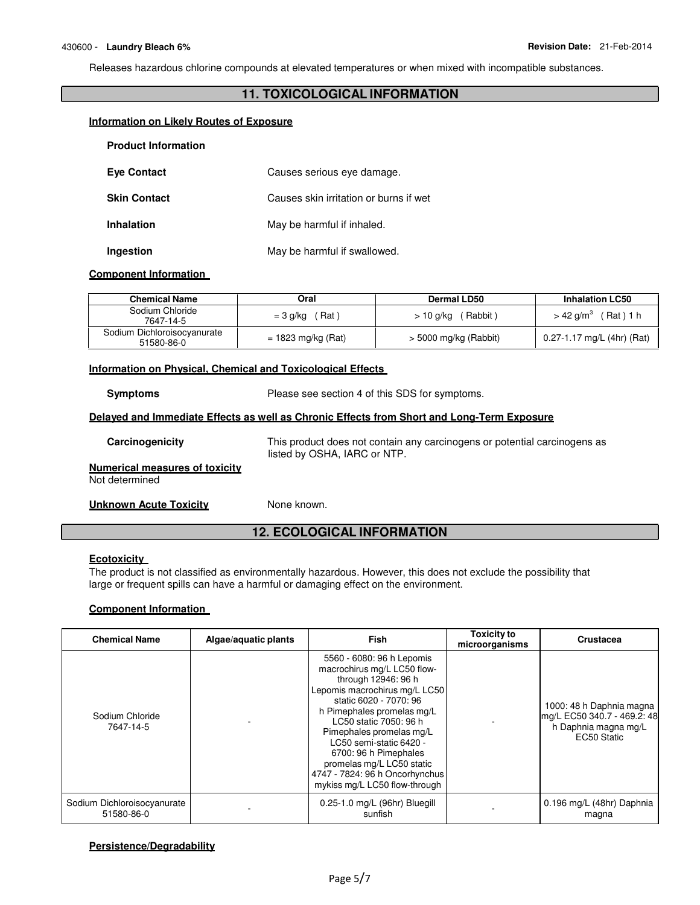Releases hazardous chlorine compounds at elevated temperatures or when mixed with incompatible substances.

## 11. TOXICOLOGICAL INFORMATION

**Information on Likely Routes of Exposure**

**Product Information**

**Eye Contact** Causes serious eye damage.

**Skin Contact** Causes skin irritation or burns if wet

**Inhalation** May be harmful if inhaled.

**Ingestion** May be harmful if swallowed.

**Component Information**

| Chemical Name | Oral | Dermal LD50 | Inhalation LC50 |
|---|---|---|---|
| Sodium Chloride 7647-14-5 | = 3 g/kg ( Rat ) | > 10 g/kg ( Rabbit ) | > 42 g/m$^3$ ( Rat ) 1 h |
| Sodium Dichloroisocyanurate 51580-86-0 | = 1823 mg/kg (Rat) | > 5000 mg/kg (Rabbit) | 0.27-1.17 mg/L (4hr) (Rat) |

**Information on Physical, Chemical and Toxicological Effects**

**Symptoms** Please see section 4 of this SDS for symptoms.

**Delayed and Immediate Effects as well as Chronic Effects from Short and Long-Term Exposure**

**Carcinogenicity** This product does not contain any carcinogens or potential carcinogens as listed by OSHA, IARC or NTP.

**Numerical measures of toxicity**
Not determined

**Unknown Acute Toxicity** None known.

## 12. ECOLOGICAL INFORMATION

**Ecotoxicity**
The product is not classified as environmentally hazardous. However, this does not exclude the possibility that large or frequent spills can have a harmful or damaging effect on the environment.

**Component Information**

| Chemical Name | Algae/aquatic plants | Fish | Toxicity to microorganisms | Crustacea |
|---|---|---|---|---|
| Sodium Chloride 7647-14-5 | - | 5560 - 6080: 96 h Lepomis macrochirus mg/L LC50 flow-through 12946: 96 h Lepomis macrochirus mg/L LC50 static 6020 - 7070: 96 h Pimephales promelas mg/L LC50 static 7050: 96 h Pimephales promelas mg/L LC50 semi-static 6420 - 6700: 96 h Pimephales promelas mg/L LC50 static 4747 - 7824: 96 h Oncorhynchus mykiss mg/L LC50 flow-through | - | 1000: 48 h Daphnia magna mg/L EC50 340.7 - 469.2: 48 h Daphnia magna mg/L EC50 Static |
| Sodium Dichloroisocyanurate 51580-86-0 | - | 0.25-1.0 mg/L (96hr) Bluegill sunfish | - | 0.196 mg/L (48hr) Daphnia magna |

**Persistence/Degradability**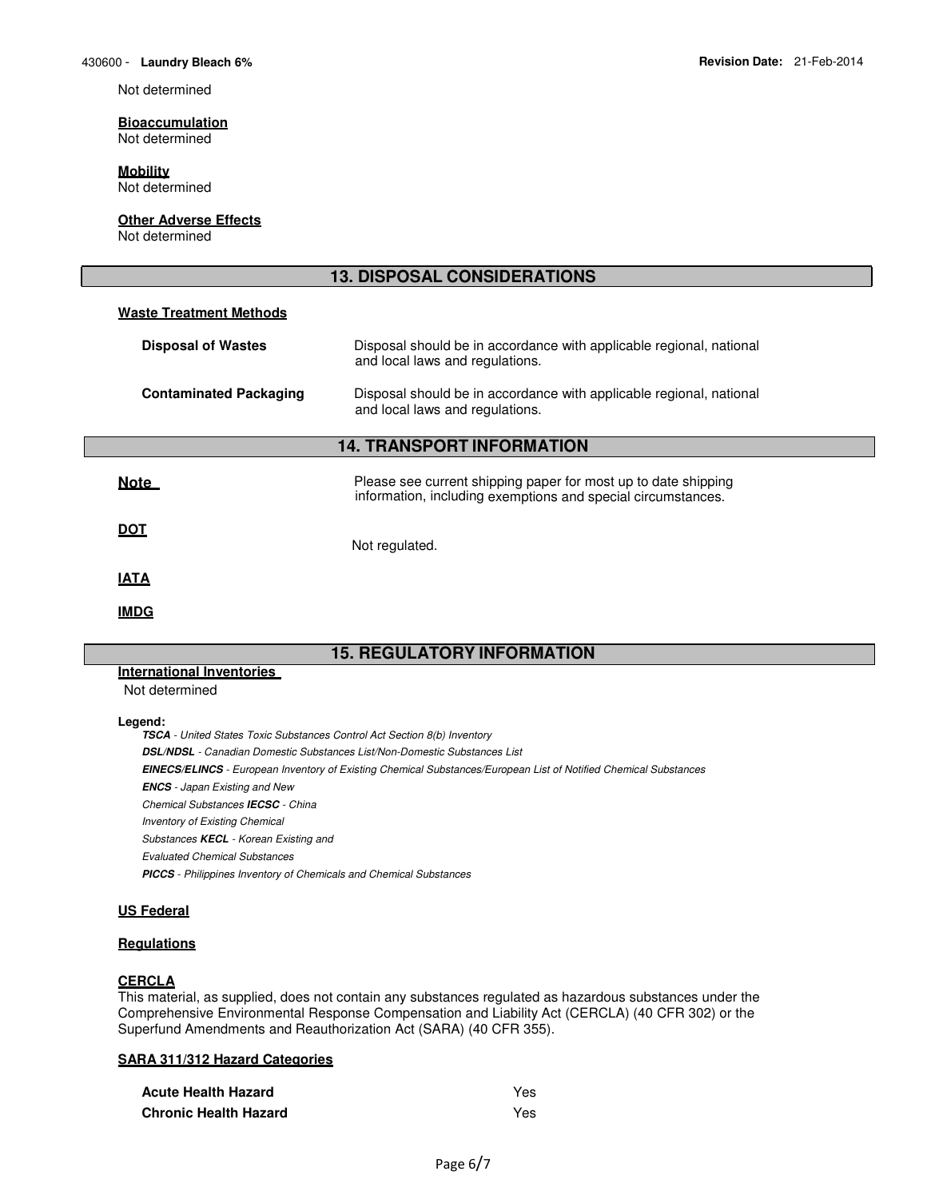Not determined

**Bioaccumulation**
Not determined

**Mobility**
Not determined

**Other Adverse Effects**
Not determined

## 13. DISPOSAL CONSIDERATIONS

**Waste Treatment Methods**

| | |
|---|---|
| **Disposal of Wastes** | Disposal should be in accordance with applicable regional, national and local laws and regulations. |
| **Contaminated Packaging** | Disposal should be in accordance with applicable regional, national and local laws and regulations. |

## 14. TRANSPORT INFORMATION

| | |
|---|---|
| **Note** | Please see current shipping paper for most up to date shipping information, including exemptions and special circumstances. |
| **DOT** | Not regulated. |
| **IATA** | |
| **IMDG** | |

## 15. REGULATORY INFORMATION

**International Inventories**
Not determined

**Legend:**
***TSCA*** *- United States Toxic Substances Control Act Section 8(b) Inventory*
***DSL/NDSL*** *- Canadian Domestic Substances List/Non-Domestic Substances List*
***EINECS/ELINCS*** *- European Inventory of Existing Chemical Substances/European List of Notified Chemical Substances*
***ENCS*** *- Japan Existing and New Chemical Substances* ***IECSC*** *- China Inventory of Existing Chemical Substances* ***KECL*** *- Korean Existing and Evaluated Chemical Substances*
***PICCS*** *- Philippines Inventory of Chemicals and Chemical Substances*

**US Federal**

**Regulations**

**CERCLA**
This material, as supplied, does not contain any substances regulated as hazardous substances under the Comprehensive Environmental Response Compensation and Liability Act (CERCLA) (40 CFR 302) or the Superfund Amendments and Reauthorization Act (SARA) (40 CFR 355).

**SARA 311/312 Hazard Categories**

| | |
|---|---|
| **Acute Health Hazard** | Yes |
| **Chronic Health Hazard** | Yes |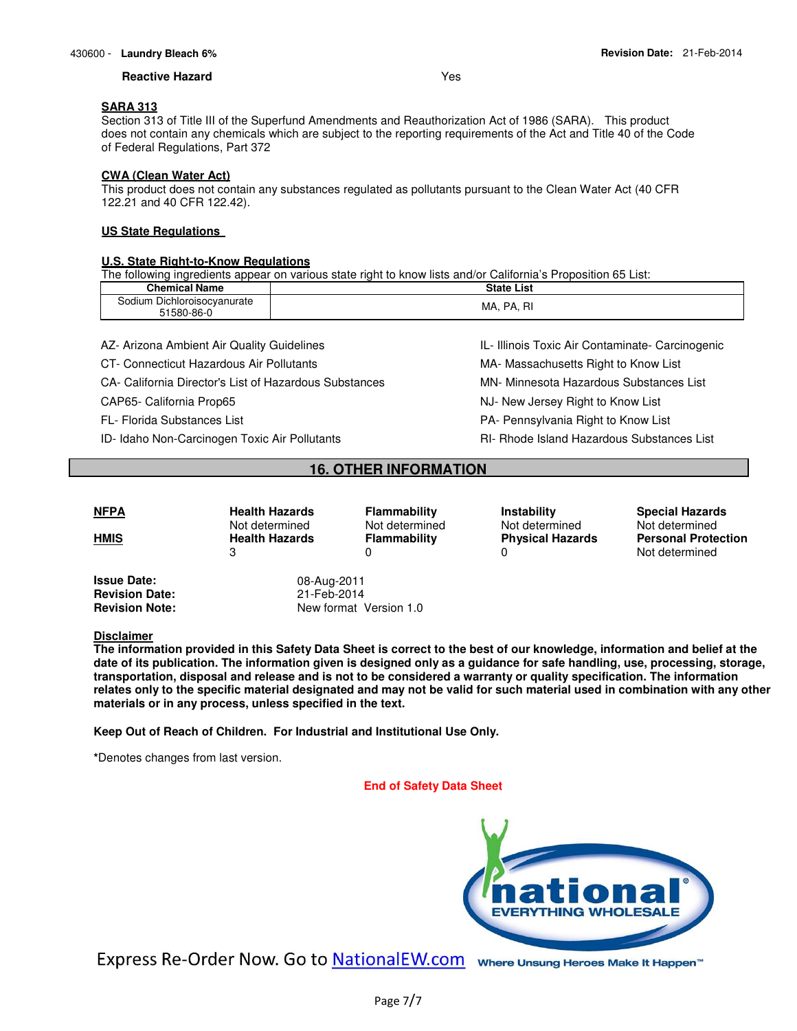**Reactive Hazard** Yes

**SARA 313**

Section 313 of Title III of the Superfund Amendments and Reauthorization Act of 1986 (SARA). This product does not contain any chemicals which are subject to the reporting requirements of the Act and Title 40 of the Code of Federal Regulations, Part 372

**CWA (Clean Water Act)**

This product does not contain any substances regulated as pollutants pursuant to the Clean Water Act (40 CFR 122.21 and 40 CFR 122.42).

**US State Regulations**

**U.S. State Right-to-Know Regulations**

The following ingredients appear on various state right to know lists and/or California's Proposition 65 List:

| Chemical Name | State List |
|---|---|
| Sodium Dichloroisocyanurate 51580-86-0 | MA, PA, RI |

AZ- Arizona Ambient Air Quality Guidelines
CT- Connecticut Hazardous Air Pollutants
CA- California Director's List of Hazardous Substances
CAP65- California Prop65
FL- Florida Substances List
ID- Idaho Non-Carcinogen Toxic Air Pollutants
IL- Illinois Toxic Air Contaminate- Carcinogenic
MA- Massachusetts Right to Know List
MN- Minnesota Hazardous Substances List
NJ- New Jersey Right to Know List
PA- Pennsylvania Right to Know List
RI- Rhode Island Hazardous Substances List

## 16. OTHER INFORMATION

| | | | | |
|---|---|---|---|---|
| **NFPA** | **Health Hazards** Not determined | **Flammability** Not determined | **Instability** Not determined | **Special Hazards** Not determined |
| **HMIS** | **Health Hazards** 3 | **Flammability** 0 | **Physical Hazards** 0 | **Personal Protection** Not determined |

**Issue Date:** 08-Aug-2011
**Revision Date:** 21-Feb-2014
**Revision Note:** New format Version 1.0

**Disclaimer**

**The information provided in this Safety Data Sheet is correct to the best of our knowledge, information and belief at the date of its publication. The information given is designed only as a guidance for safe handling, use, processing, storage, transportation, disposal and release and is not to be considered a warranty or quality specification. The information relates only to the specific material designated and may not be valid for such material used in combination with any other materials or in any process, unless specified in the text.**

**Keep Out of Reach of Children. For Industrial and Institutional Use Only.**

*Denotes changes from last version.

**End of Safety Data Sheet**

national® EVERYTHING WHOLESALE

Express Re-Order Now. Go to NationalEW.com Where Unsung Heroes Make It Happen™